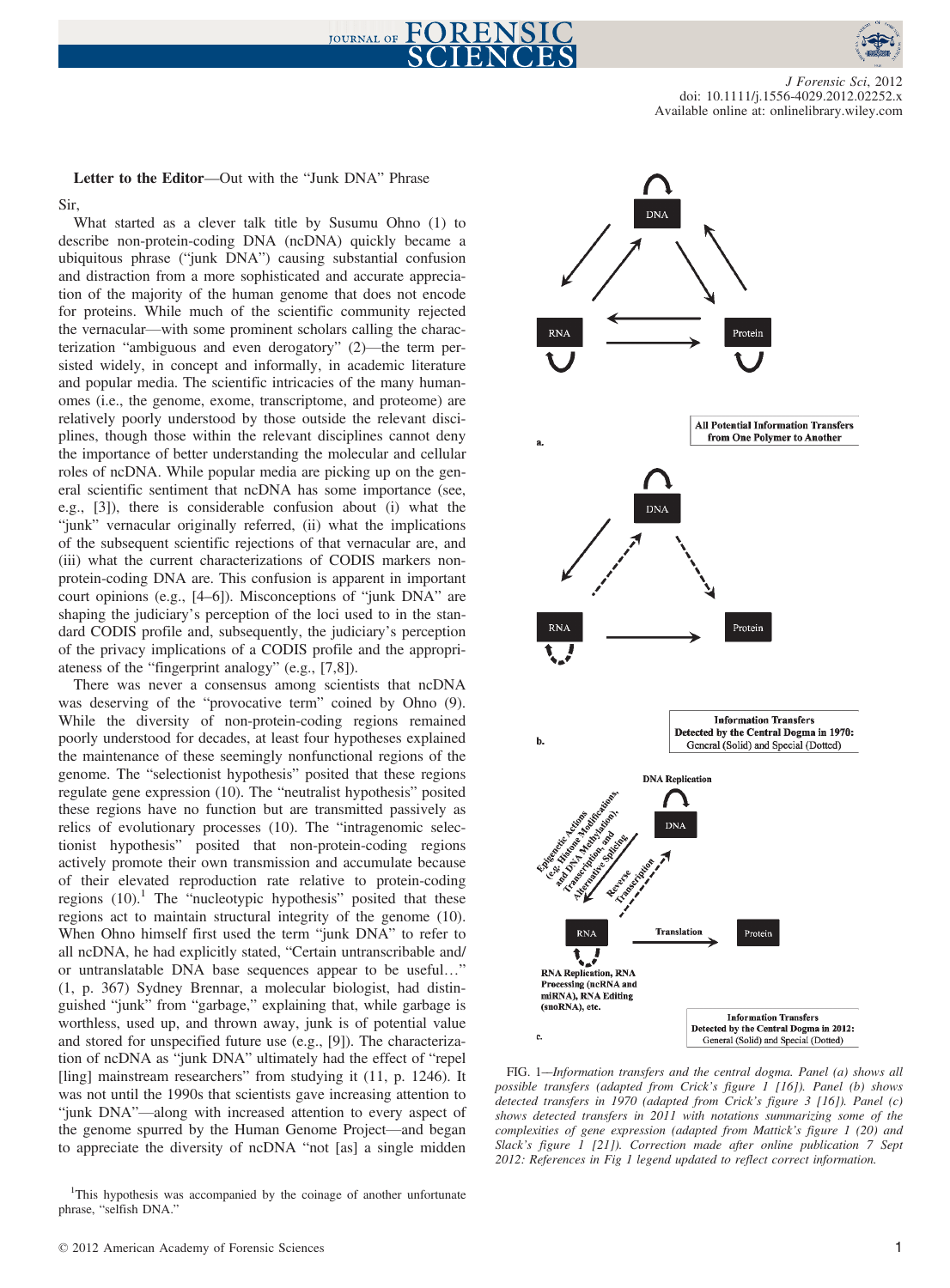**Letter to the Editor**—Out with the "Junk DNA" Phrase

Sir,

What started as a clever talk title by Susumu Ohno (1) to describe non-protein-coding DNA (ncDNA) quickly became a ubiquitous phrase ("junk DNA") causing substantial confusion and distraction from a more sophisticated and accurate appreciation of the majority of the human genome that does not encode for proteins. While much of the scientific community rejected the vernacular—with some prominent scholars calling the characterization "ambiguous and even derogatory" (2)—the term persisted widely, in concept and informally, in academic literature and popular media. The scientific intricacies of the many humanomes (i.e., the genome, exome, transcriptome, and proteome) are relatively poorly understood by those outside the relevant disciplines, though those within the relevant disciplines cannot deny the importance of better understanding the molecular and cellular roles of ncDNA. While popular media are picking up on the general scientific sentiment that ncDNA has some importance (see, e.g., [3]), there is considerable confusion about (i) what the "junk" vernacular originally referred, (ii) what the implications of the subsequent scientific rejections of that vernacular are, and (iii) what the current characterizations of CODIS markers non-protein-coding DNA are. This confusion is apparent in important court opinions (e.g., [4–6]). Misconceptions of "junk DNA" are shaping the judiciary's perception of the loci used to in the standard CODIS profile and, subsequently, the judiciary's perception of the privacy implications of a CODIS profile and the appropriateness of the "fingerprint analogy" (e.g., [7,8]).

There was never a consensus among scientists that ncDNA was deserving of the "provocative term" coined by Ohno (9). While the diversity of non-protein-coding regions remained poorly understood for decades, at least four hypotheses explained the maintenance of these seemingly nonfunctional regions of the genome. The "selectionist hypothesis" posited that these regions regulate gene expression (10). The "neutralist hypothesis" posited these regions have no function but are transmitted passively as relics of evolutionary processes (10). The "intragenomic selectionist hypothesis" posited that non-protein-coding regions actively promote their own transmission and accumulate because of their elevated reproduction rate relative to protein-coding regions (10).[1] The "nucleotypic hypothesis" posited that these regions act to maintain structural integrity of the genome (10). When Ohno himself first used the term "junk DNA" to refer to all ncDNA, he had explicitly stated, "Certain untranscribable and/or untranslatable DNA base sequences appear to be useful…" (1, p. 367) Sydney Brennar, a molecular biologist, had distinguished "junk" from "garbage," explaining that, while garbage is worthless, used up, and thrown away, junk is of potential value and stored for unspecified future use (e.g., [9]). The characterization of ncDNA as "junk DNA" ultimately had the effect of "repel [ling] mainstream researchers" from studying it (11, p. 1246). It was not until the 1990s that scientists gave increasing attention to "junk DNA"—along with increased attention to every aspect of the genome spurred by the Human Genome Project—and began to appreciate the diversity of ncDNA "not [as] a single midden

FIG. 1—*Information transfers and the central dogma. Panel (a) shows all possible transfers (adapted from Crick's figure 1 [16]). Panel (b) shows detected transfers in 1970 (adapted from Crick's figure 3 [16]). Panel (c) shows detected transfers in 2011 with notations summarizing some of the complexities of gene expression (adapted from Mattick's figure 1 (20) and Slack's figure 1 [21]). Correction made after online publication 7 Sept 2012: References in Fig 1 legend updated to reflect correct information.*

[1]This hypothesis was accompanied by the coinage of another unfortunate phrase, "selfish DNA."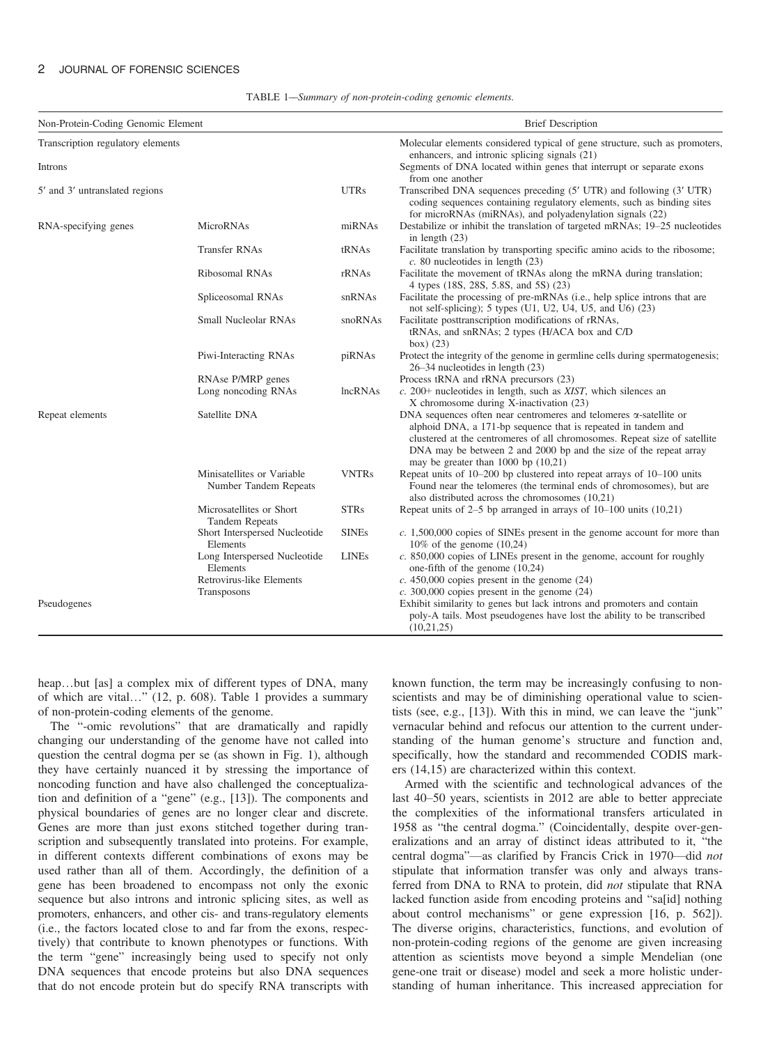TABLE 1—*Summary of non-protein-coding genomic elements.*

| Non-Protein-Coding Genomic Element | | | Brief Description |
|---|---|---|---|
| Transcription regulatory elements | | | Molecular elements considered typical of gene structure, such as promoters, enhancers, and intronic splicing signals (21) |
| Introns | | | Segments of DNA located within genes that interrupt or separate exons from one another |
| 5′ and 3′ untranslated regions | | UTRs | Transcribed DNA sequences preceding (5′ UTR) and following (3′ UTR) coding sequences containing regulatory elements, such as binding sites for microRNAs (miRNAs), and polyadenylation signals (22) |
| RNA-specifying genes | MicroRNAs | miRNAs | Destabilize or inhibit the translation of targeted mRNAs; 19–25 nucleotides in length (23) |
| | Transfer RNAs | tRNAs | Facilitate translation by transporting specific amino acids to the ribosome; *c.* 80 nucleotides in length (23) |
| | Ribosomal RNAs | rRNAs | Facilitate the movement of tRNAs along the mRNA during translation; 4 types (18S, 28S, 5.8S, and 5S) (23) |
| | Spliceosomal RNAs | snRNAs | Facilitate the processing of pre-mRNAs (i.e., help splice introns that are not self-splicing); 5 types (U1, U2, U4, U5, and U6) (23) |
| | Small Nucleolar RNAs | snoRNAs | Facilitate posttranscription modifications of rRNAs, tRNAs, and snRNAs; 2 types (H/ACA box and C/D box) (23) |
| | Piwi-Interacting RNAs | piRNAs | Protect the integrity of the genome in germline cells during spermatogenesis; 26–34 nucleotides in length (23) |
| | RNAse P/MRP genes | | Process tRNA and rRNA precursors (23) |
| | Long noncoding RNAs | lncRNAs | *c.* 200+ nucleotides in length, such as *XIST*, which silences an X chromosome during X-inactivation (23) |
| Repeat elements | Satellite DNA | | DNA sequences often near centromeres and telomeres α-satellite or alphoid DNA, a 171-bp sequence that is repeated in tandem and clustered at the centromeres of all chromosomes. Repeat size of satellite DNA may be between 2 and 2000 bp and the size of the repeat array may be greater than 1000 bp (10,21) |
| | Minisatellites or Variable Number Tandem Repeats | VNTRs | Repeat units of 10–200 bp clustered into repeat arrays of 10–100 units Found near the telomeres (the terminal ends of chromosomes), but are also distributed across the chromosomes (10,21) |
| | Microsatellites or Short Tandem Repeats | STRs | Repeat units of 2–5 bp arranged in arrays of 10–100 units (10,21) |
| | Short Interspersed Nucleotide Elements | SINEs | *c.* 1,500,000 copies of SINEs present in the genome account for more than 10% of the genome (10,24) |
| | Long Interspersed Nucleotide Elements | LINEs | *c.* 850,000 copies of LINEs present in the genome, account for roughly one-fifth of the genome (10,24) |
| | Retrovirus-like Elements | | *c.* 450,000 copies present in the genome (24) |
| | Transposons | | *c.* 300,000 copies present in the genome (24) |
| Pseudogenes | | | Exhibit similarity to genes but lack introns and promoters and contain poly-A tails. Most pseudogenes have lost the ability to be transcribed (10,21,25) |

heap…but [as] a complex mix of different types of DNA, many of which are vital…" (12, p. 608). Table 1 provides a summary of non-protein-coding elements of the genome.

The "-omic revolutions" that are dramatically and rapidly changing our understanding of the genome have not called into question the central dogma per se (as shown in Fig. 1), although they have certainly nuanced it by stressing the importance of noncoding function and have also challenged the conceptualization and definition of a "gene" (e.g., [13]). The components and physical boundaries of genes are no longer clear and discrete. Genes are more than just exons stitched together during transcription and subsequently translated into proteins. For example, in different contexts different combinations of exons may be used rather than all of them. Accordingly, the definition of a gene has been broadened to encompass not only the exonic sequence but also introns and intronic splicing sites, as well as promoters, enhancers, and other cis- and trans-regulatory elements (i.e., the factors located close to and far from the exons, respectively) that contribute to known phenotypes or functions. With the term "gene" increasingly being used to specify not only DNA sequences that encode proteins but also DNA sequences that do not encode protein but do specify RNA transcripts with known function, the term may be increasingly confusing to nonscientists and may be of diminishing operational value to scientists (see, e.g., [13]). With this in mind, we can leave the "junk" vernacular behind and refocus our attention to the current understanding of the human genome's structure and function and, specifically, how the standard and recommended CODIS markers (14,15) are characterized within this context.

Armed with the scientific and technological advances of the last 40–50 years, scientists in 2012 are able to better appreciate the complexities of the informational transfers articulated in 1958 as "the central dogma." (Coincidentally, despite over-generalizations and an array of distinct ideas attributed to it, "the central dogma"—as clarified by Francis Crick in 1970—did *not* stipulate that information transfer was only and always transferred from DNA to RNA to protein, did *not* stipulate that RNA lacked function aside from encoding proteins and "sa[id] nothing about control mechanisms" or gene expression [16, p. 562]). The diverse origins, characteristics, functions, and evolution of non-protein-coding regions of the genome are given increasing attention as scientists move beyond a simple Mendelian (one gene-one trait or disease) model and seek a more holistic understanding of human inheritance. This increased appreciation for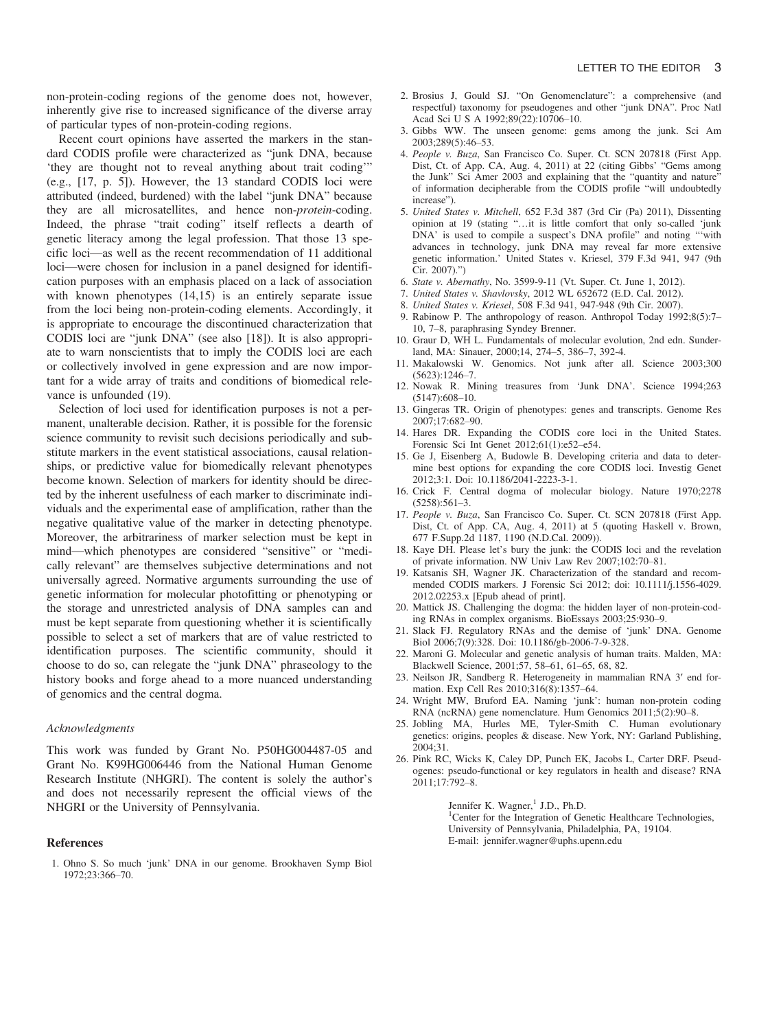non-protein-coding regions of the genome does not, however, inherently give rise to increased significance of the diverse array of particular types of non-protein-coding regions.

Recent court opinions have asserted the markers in the standard CODIS profile were characterized as "junk DNA, because 'they are thought not to reveal anything about trait coding'" (e.g., [17, p. 5]). However, the 13 standard CODIS loci were attributed (indeed, burdened) with the label "junk DNA" because they are all microsatellites, and hence non-*protein*-coding. Indeed, the phrase "trait coding" itself reflects a dearth of genetic literacy among the legal profession. That those 13 specific loci—as well as the recent recommendation of 11 additional loci—were chosen for inclusion in a panel designed for identification purposes with an emphasis placed on a lack of association with known phenotypes (14,15) is an entirely separate issue from the loci being non-protein-coding elements. Accordingly, it is appropriate to encourage the discontinued characterization that CODIS loci are "junk DNA" (see also [18]). It is also appropriate to warn nonscientists that to imply the CODIS loci are each or collectively involved in gene expression and are now important for a wide array of traits and conditions of biomedical relevance is unfounded (19).

Selection of loci used for identification purposes is not a permanent, unalterable decision. Rather, it is possible for the forensic science community to revisit such decisions periodically and substitute markers in the event statistical associations, causal relationships, or predictive value for biomedically relevant phenotypes become known. Selection of markers for identity should be directed by the inherent usefulness of each marker to discriminate individuals and the experimental ease of amplification, rather than the negative qualitative value of the marker in detecting phenotype. Moreover, the arbitrariness of marker selection must be kept in mind—which phenotypes are considered "sensitive" or "medically relevant" are themselves subjective determinations and not universally agreed. Normative arguments surrounding the use of genetic information for molecular photofitting or phenotyping or the storage and unrestricted analysis of DNA samples can and must be kept separate from questioning whether it is scientifically possible to select a set of markers that are of value restricted to identification purposes. The scientific community, should it choose to do so, can relegate the "junk DNA" phraseology to the history books and forge ahead to a more nuanced understanding of genomics and the central dogma.

### *Acknowledgments*

This work was funded by Grant No. P50HG004487-05 and Grant No. K99HG006446 from the National Human Genome Research Institute (NHGRI). The content is solely the author's and does not necessarily represent the official views of the NHGRI or the University of Pennsylvania.

## References

1. Ohno S. So much 'junk' DNA in our genome. Brookhaven Symp Biol 1972;23:366–70.
2. Brosius J, Gould SJ. "On Genomenclature": a comprehensive (and respectful) taxonomy for pseudogenes and other "junk DNA". Proc Natl Acad Sci U S A 1992;89(22):10706–10.
3. Gibbs WW. The unseen genome: gems among the junk. Sci Am 2003;289(5):46–53.
4. *People v. Buza*, San Francisco Co. Super. Ct. SCN 207818 (First App. Dist, Ct. of App. CA, Aug. 4, 2011) at 22 (citing Gibbs' "Gems among the Junk" Sci Amer 2003 and explaining that the "quantity and nature" of information decipherable from the CODIS profile "will undoubtedly increase").
5. *United States v. Mitchell*, 652 F.3d 387 (3rd Cir (Pa) 2011), Dissenting opinion at 19 (stating "…it is little comfort that only so-called 'junk DNA' is used to compile a suspect's DNA profile" and noting "'with advances in technology, junk DNA may reveal far more extensive genetic information.' United States v. Kriesel, 379 F.3d 941, 947 (9th Cir. 2007).")
6. *State v. Abernathy*, No. 3599-9-11 (Vt. Super. Ct. June 1, 2012).
7. *United States v. Shavlovsky*, 2012 WL 652672 (E.D. Cal. 2012).
8. *United States v. Kriesel*, 508 F.3d 941, 947-948 (9th Cir. 2007).
9. Rabinow P. The anthropology of reason. Anthropol Today 1992;8(5):7–10, 7–8, paraphrasing Syndey Brenner.
10. Graur D, WH L. Fundamentals of molecular evolution, 2nd edn. Sunderland, MA: Sinauer, 2000;14, 274–5, 386–7, 392-4.
11. Makalowski W. Genomics. Not junk after all. Science 2003;300 (5623):1246–7.
12. Nowak R. Mining treasures from 'Junk DNA'. Science 1994;263 (5147):608–10.
13. Gingeras TR. Origin of phenotypes: genes and transcripts. Genome Res 2007;17:682–90.
14. Hares DR. Expanding the CODIS core loci in the United States. Forensic Sci Int Genet 2012;61(1):e52–e54.
15. Ge J, Eisenberg A, Budowle B. Developing criteria and data to determine best options for expanding the core CODIS loci. Investig Genet 2012;3:1. Doi: 10.1186/2041-2223-3-1.
16. Crick F. Central dogma of molecular biology. Nature 1970;2278 (5258):561–3.
17. *People v. Buza*, San Francisco Co. Super. Ct. SCN 207818 (First App. Dist, Ct. of App. CA, Aug. 4, 2011) at 5 (quoting Haskell v. Brown, 677 F.Supp.2d 1187, 1190 (N.D.Cal. 2009)).
18. Kaye DH. Please let's bury the junk: the CODIS loci and the revelation of private information. NW Univ Law Rev 2007;102:70–81.
19. Katsanis SH, Wagner JK. Characterization of the standard and recommended CODIS markers. J Forensic Sci 2012; doi: 10.1111/j.1556-4029.2012.02253.x [Epub ahead of print].
20. Mattick JS. Challenging the dogma: the hidden layer of non-protein-coding RNAs in complex organisms. BioEssays 2003;25:930–9.
21. Slack FJ. Regulatory RNAs and the demise of 'junk' DNA. Genome Biol 2006;7(9):328. Doi: 10.1186/gb-2006-7-9-328.
22. Maroni G. Molecular and genetic analysis of human traits. Malden, MA: Blackwell Science, 2001;57, 58–61, 61–65, 68, 82.
23. Neilson JR, Sandberg R. Heterogeneity in mammalian RNA 3′ end formation. Exp Cell Res 2010;316(8):1357–64.
24. Wright MW, Bruford EA. Naming 'junk': human non-protein coding RNA (ncRNA) gene nomenclature. Hum Genomics 2011;5(2):90–8.
25. Jobling MA, Hurles ME, Tyler-Smith C. Human evolutionary genetics: origins, peoples & disease. New York, NY: Garland Publishing, 2004;31.
26. Pink RC, Wicks K, Caley DP, Punch EK, Jacobs L, Carter DRF. Pseudogenes: pseudo-functional or key regulators in health and disease? RNA 2011;17:792–8.

Jennifer K. Wagner,[1] J.D., Ph.D.
[1]Center for the Integration of Genetic Healthcare Technologies, University of Pennsylvania, Philadelphia, PA, 19104.
E-mail: jennifer.wagner@uphs.upenn.edu